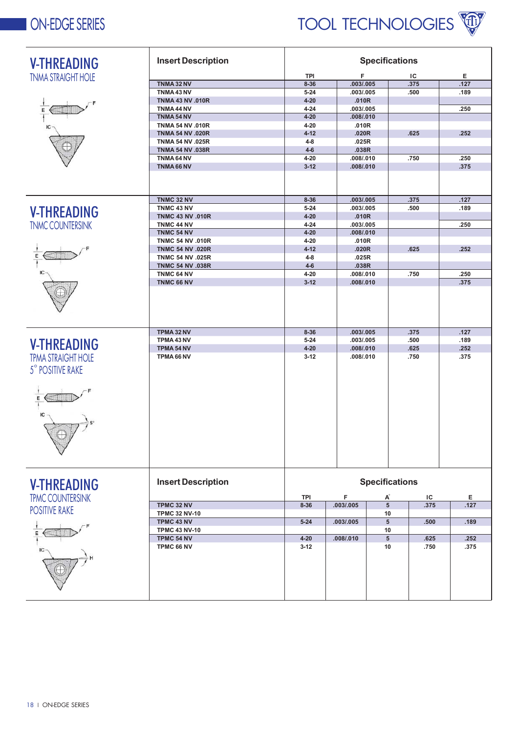## V-THREADING

### TNMA STRAIGHT HOLE

| Insert Description | TPI | F | IC | E |
|---|---|---|---|---|
| TNMA 32 NV | 8-36 | .003/.005 | .375 | .127 |
| TNMA 43 NV | 5-24 | .003/.005 | .500 | .189 |
| TNMA 43 NV .010R | 4-20 | .010R | | |
| TNMA 44 NV | 4-24 | .003/.005 | | .250 |
| TNMA 54 NV | 4-20 | .008/.010 | | |
| TNMA 54 NV .010R | 4-20 | .010R | | |
| TNMA 54 NV .020R | 4-12 | .020R | .625 | .252 |
| TNMA 54 NV .025R | 4-8 | .025R | | |
| TNMA 54 NV .038R | 4-6 | .038R | | |
| TNMA 64 NV | 4-20 | .008/.010 | .750 | .250 |
| TNMA 66 NV | 3-12 | .008/.010 | | .375 |

## V-THREADING

### TNMC COUNTERSINK

| Insert Description | TPI | F | IC | E |
|---|---|---|---|---|
| TNMC 32 NV | 8-36 | .003/.005 | .375 | .127 |
| TNMC 43 NV | 5-24 | .003/.005 | .500 | .189 |
| TNMC 43 NV .010R | 4-20 | .010R | | |
| TNMC 44 NV | 4-24 | .003/.005 | | .250 |
| TNMC 54 NV | 4-20 | .008/.010 | | |
| TNMC 54 NV .010R | 4-20 | .010R | | |
| TNMC 54 NV .020R | 4-12 | .020R | .625 | .252 |
| TNMC 54 NV .025R | 4-8 | .025R | | |
| TNMC 54 NV .038R | 4-6 | .038R | | |
| TNMC 64 NV | 4-20 | .008/.010 | .750 | .250 |
| TNMC 66 NV | 3-12 | .008/.010 | | .375 |

## V-THREADING

### TPMA STRAIGHT HOLE 5° POSITIVE RAKE

| Insert Description | TPI | F | IC | E |
|---|---|---|---|---|
| TPMA 32 NV | 8-36 | .003/.005 | .375 | .127 |
| TPMA 43 NV | 5-24 | .003/.005 | .500 | .189 |
| TPMA 54 NV | 4-20 | .008/.010 | .625 | .252 |
| TPMA 66 NV | 3-12 | .008/.010 | .750 | .375 |

## V-THREADING

### TPMC COUNTERSINK POSITIVE RAKE

| Insert Description | TPI | F | A° | IC | E |
|---|---|---|---|---|---|
| TPMC 32 NV | 8-36 | .003/.005 | 5 | .375 | .127 |
| TPMC 32 NV-10 | | | 10 | | |
| TPMC 43 NV | 5-24 | .003/.005 | 5 | .500 | .189 |
| TPMC 43 NV-10 | | | 10 | | |
| TPMC 54 NV | 4-20 | .008/.010 | 5 | .625 | .252 |
| TPMC 66 NV | 3-12 | | 10 | .750 | .375 |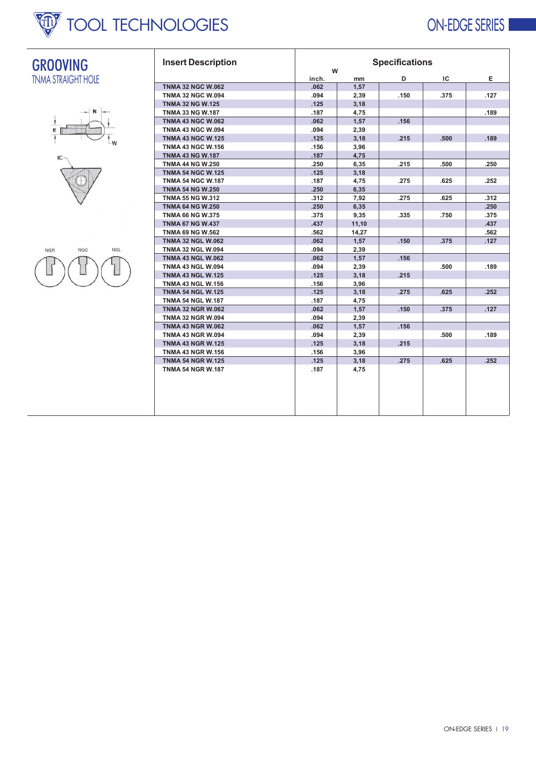# GROOVING

## TNMA STRAIGHT HOLE

| Insert Description | Specifications | | | | |
|---|---|---|---|---|---|
| | W | | D | IC | E |
| | inch. | mm | | | |
| TNMA 32 NGC W.062 | .062 | 1,57 | | | |
| TNMA 32 NGC W.094 | .094 | 2,39 | .150 | .375 | .127 |
| TNMA 32 NG W.125 | .125 | 3,18 | | | |
| TNMA 33 NG W.187 | .187 | 4,75 | | | .189 |
| TNMA 43 NGC W.062 | .062 | 1,57 | .156 | | |
| TNMA 43 NGC W.094 | .094 | 2,39 | | | |
| TNMA 43 NGC W.125 | .125 | 3,18 | .215 | .500 | .189 |
| TNMA 43 NGC W.156 | .156 | 3,96 | | | |
| TNMA 43 NG W.187 | .187 | 4,75 | | | |
| TNMA 44 NG W.250 | .250 | 6,35 | .215 | .500 | .250 |
| TNMA 54 NGC W.125 | .125 | 3,18 | | | |
| TNMA 54 NGC W.187 | .187 | 4,75 | .275 | .625 | .252 |
| TNMA 54 NG W.250 | .250 | 6,35 | | | |
| TNMA 55 NG W.312 | .312 | 7,92 | .275 | .625 | .312 |
| TNMA 64 NG W.250 | .250 | 6,35 | | | .250 |
| TNMA 66 NG W.375 | .375 | 9,35 | .335 | .750 | .375 |
| TNMA 67 NG W.437 | .437 | 11,10 | | | .437 |
| TNMA 69 NG W.562 | .562 | 14,27 | | | .562 |
| TNMA 32 NGL W.062 | .062 | 1,57 | .150 | .375 | .127 |
| TNMA 32 NGL W.094 | .094 | 2,39 | | | |
| TNMA 43 NGL W.062 | .062 | 1,57 | .156 | | |
| TNMA 43 NGL W.094 | .094 | 2,39 | | .500 | .189 |
| TNMA 43 NGL W.125 | .125 | 3,18 | .215 | | |
| TNMA 43 NGL W.156 | .156 | 3,96 | | | |
| TNMA 54 NGL W.125 | .125 | 3,18 | .275 | .625 | .252 |
| TNMA 54 NGL W.187 | .187 | 4,75 | | | |
| TNMA 32 NGR W.062 | .062 | 1,57 | .150 | .375 | .127 |
| TNMA 32 NGR W.094 | .094 | 2,39 | | | |
| TNMA 43 NGR W.062 | .062 | 1,57 | .156 | | |
| TNMA 43 NGR W.094 | .094 | 2,39 | | .500 | .189 |
| TNMA 43 NGR W.125 | .125 | 3,18 | .215 | | |
| TNMA 43 NGR W.156 | .156 | 3,96 | | | |
| TNMA 54 NGR W.125 | .125 | 3,18 | .275 | .625 | .252 |
| TNMA 54 NGR W.187 | .187 | 4,75 | | | |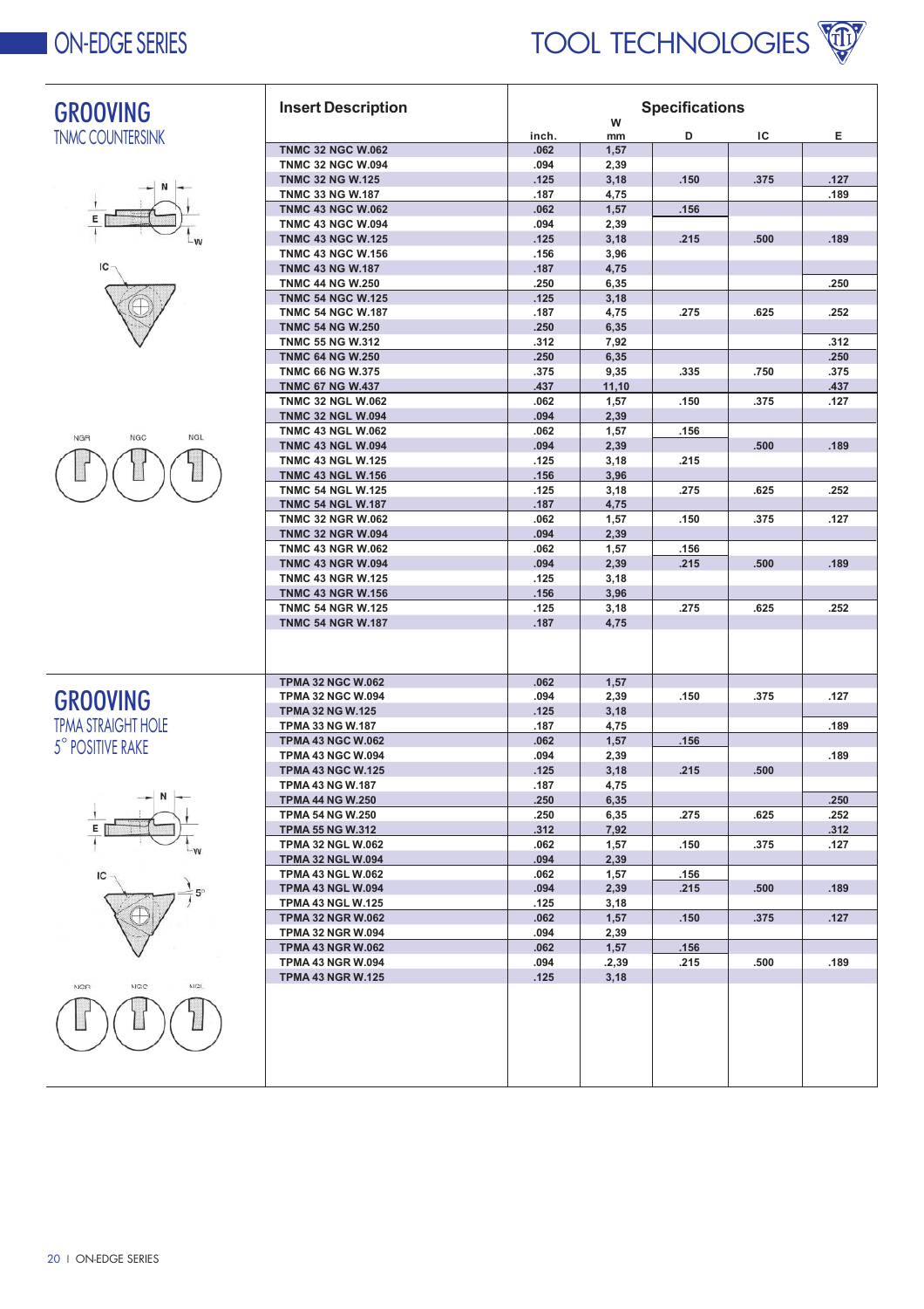# GROOVING

## TNMC COUNTERSINK

| Insert Description | W inch. | W mm | D | IC | E |
|---|---|---|---|---|---|
| TNMC 32 NGC W.062 | .062 | 1,57 | | | |
| TNMC 32 NGC W.094 | .094 | 2,39 | | | |
| TNMC 32 NG W.125 | .125 | 3,18 | .150 | .375 | .127 |
| TNMC 33 NG W.187 | .187 | 4,75 | | | .189 |
| TNMC 43 NGC W.062 | .062 | 1,57 | .156 | | |
| TNMC 43 NGC W.094 | .094 | 2,39 | | | |
| TNMC 43 NGC W.125 | .125 | 3,18 | .215 | .500 | .189 |
| TNMC 43 NGC W.156 | .156 | 3,96 | | | |
| TNMC 43 NG W.187 | .187 | 4,75 | | | |
| TNMC 44 NG W.250 | .250 | 6,35 | | | .250 |
| TNMC 54 NGC W.125 | .125 | 3,18 | | | |
| TNMC 54 NGC W.187 | .187 | 4,75 | .275 | .625 | .252 |
| TNMC 54 NG W.250 | .250 | 6,35 | | | |
| TNMC 55 NG W.312 | .312 | 7,92 | | | .312 |
| TNMC 64 NG W.250 | .250 | 6,35 | | | .250 |
| TNMC 66 NG W.375 | .375 | 9,35 | .335 | .750 | .375 |
| TNMC 67 NG W.437 | .437 | 11,10 | | | .437 |
| TNMC 32 NGL W.062 | .062 | 1,57 | .150 | .375 | .127 |
| TNMC 32 NGL W.094 | .094 | 2,39 | | | |
| TNMC 43 NGL W.062 | .062 | 1,57 | .156 | | |
| TNMC 43 NGL W.094 | .094 | 2,39 | | .500 | .189 |
| TNMC 43 NGL W.125 | .125 | 3,18 | .215 | | |
| TNMC 43 NGL W.156 | .156 | 3,96 | | | |
| TNMC 54 NGL W.125 | .125 | 3,18 | .275 | .625 | .252 |
| TNMC 54 NGL W.187 | .187 | 4,75 | | | |
| TNMC 32 NGR W.062 | .062 | 1,57 | .150 | .375 | .127 |
| TNMC 32 NGR W.094 | .094 | 2,39 | | | |
| TNMC 43 NGR W.062 | .062 | 1,57 | .156 | | |
| TNMC 43 NGR W.094 | .094 | 2,39 | .215 | .500 | .189 |
| TNMC 43 NGR W.125 | .125 | 3,18 | | | |
| TNMC 43 NGR W.156 | .156 | 3,96 | | | |
| TNMC 54 NGR W.125 | .125 | 3,18 | .275 | .625 | .252 |
| TNMC 54 NGR W.187 | .187 | 4,75 | | | |

# GROOVING

## TPMA STRAIGHT HOLE 5° POSITIVE RAKE

| Insert Description | W inch. | W mm | D | IC | E |
|---|---|---|---|---|---|
| TPMA 32 NGC W.062 | .062 | 1,57 | | | |
| TPMA 32 NGC W.094 | .094 | 2,39 | .150 | .375 | .127 |
| TPMA 32 NG W.125 | .125 | 3,18 | | | |
| TPMA 33 NG W.187 | .187 | 4,75 | | | .189 |
| TPMA 43 NGC W.062 | .062 | 1,57 | .156 | | |
| TPMA 43 NGC W.094 | .094 | 2,39 | | | .189 |
| TPMA 43 NGC W.125 | .125 | 3,18 | .215 | .500 | |
| TPMA 43 NG W.187 | .187 | 4,75 | | | |
| TPMA 44 NG W.250 | .250 | 6,35 | | | .250 |
| TPMA 54 NG W.250 | .250 | 6,35 | .275 | .625 | .252 |
| TPMA 55 NG W.312 | .312 | 7,92 | | | .312 |
| TPMA 32 NGL W.062 | .062 | 1,57 | .150 | .375 | .127 |
| TPMA 32 NGL W.094 | .094 | 2,39 | | | |
| TPMA 43 NGL W.062 | .062 | 1,57 | .156 | | |
| TPMA 43 NGL W.094 | .094 | 2,39 | .215 | .500 | .189 |
| TPMA 43 NGL W.125 | .125 | 3,18 | | | |
| TPMA 32 NGR W.062 | .062 | 1,57 | .150 | .375 | .127 |
| TPMA 32 NGR W.094 | .094 | 2,39 | | | |
| TPMA 43 NGR W.062 | .062 | 1,57 | .156 | | |
| TPMA 43 NGR W.094 | .094 | .2,39 | .215 | .500 | .189 |
| TPMA 43 NGR W.125 | .125 | 3,18 | | | |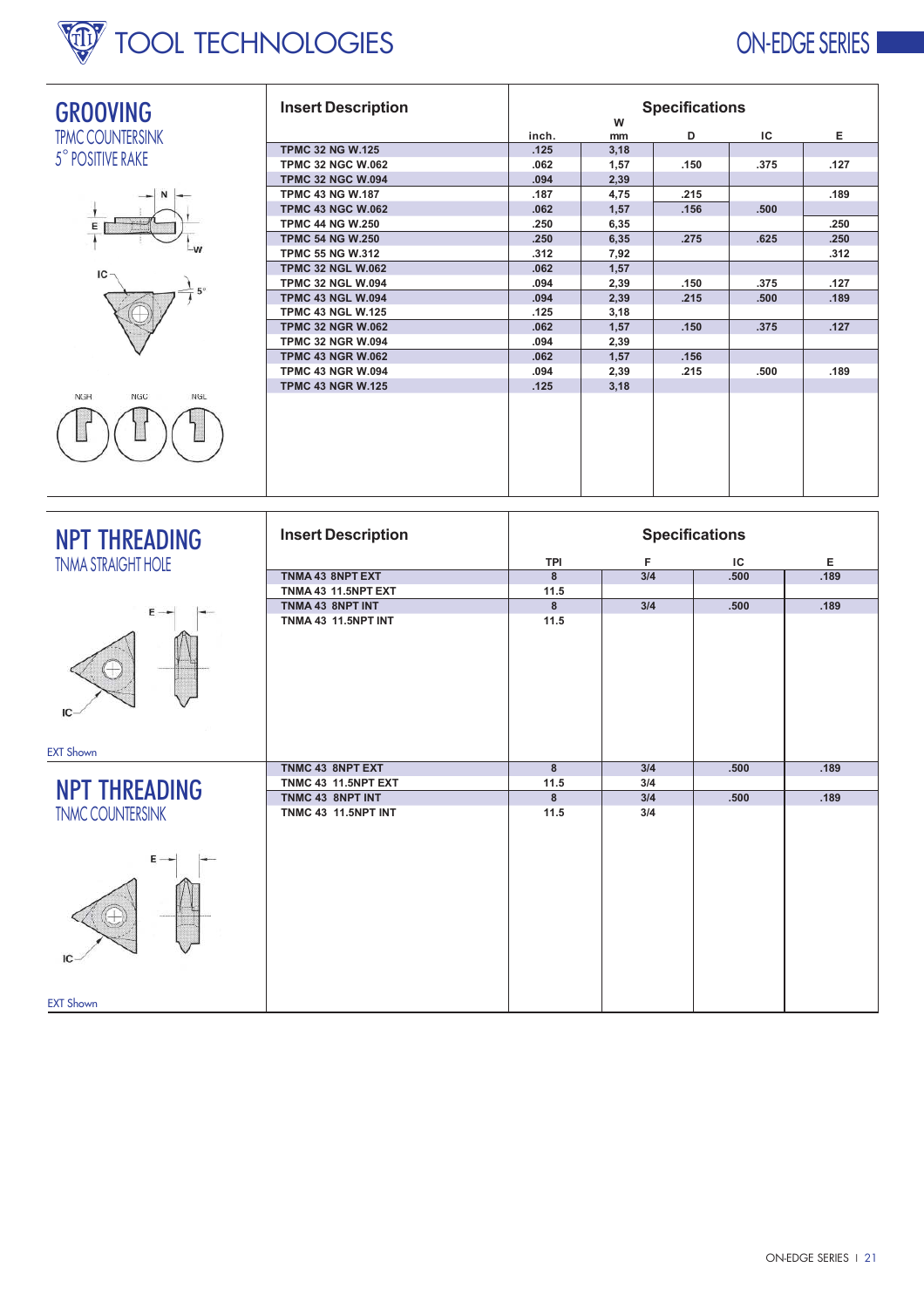## GROOVING

TPMC COUNTERSINK
5° POSITIVE RAKE

| Insert Description | Specifications | | | | |
|---|---|---|---|---|---|
| | W inch. | W mm | D | IC | E |
| TPMC 32 NG W.125 | .125 | 3,18 | | | |
| TPMC 32 NGC W.062 | .062 | 1,57 | .150 | .375 | .127 |
| TPMC 32 NGC W.094 | .094 | 2,39 | | | |
| TPMC 43 NG W.187 | .187 | 4,75 | .215 | | .189 |
| TPMC 43 NGC W.062 | .062 | 1,57 | .156 | .500 | |
| TPMC 44 NG W.250 | .250 | 6,35 | | | .250 |
| TPMC 54 NG W.250 | .250 | 6,35 | .275 | .625 | .250 |
| TPMC 55 NG W.312 | .312 | 7,92 | | | .312 |
| TPMC 32 NGL W.062 | .062 | 1,57 | | | |
| TPMC 32 NGL W.094 | .094 | 2,39 | .150 | .375 | .127 |
| TPMC 43 NGL W.094 | .094 | 2,39 | .215 | .500 | .189 |
| TPMC 43 NGL W.125 | .125 | 3,18 | | | |
| TPMC 32 NGR W.062 | .062 | 1,57 | .150 | .375 | .127 |
| TPMC 32 NGR W.094 | .094 | 2,39 | | | |
| TPMC 43 NGR W.062 | .062 | 1,57 | .156 | | |
| TPMC 43 NGR W.094 | .094 | 2,39 | .215 | .500 | .189 |
| TPMC 43 NGR W.125 | .125 | 3,18 | | | |

## NPT THREADING

TNMA STRAIGHT HOLE

| Insert Description | Specifications | | | |
|---|---|---|---|---|
| | TPI | F | IC | E |
| TNMA 43 8NPT EXT | 8 | 3/4 | .500 | .189 |
| TNMA 43 11.5NPT EXT | 11.5 | | | |
| TNMA 43 8NPT INT | 8 | 3/4 | .500 | .189 |
| TNMA 43 11.5NPT INT | 11.5 | | | |

EXT Shown

## NPT THREADING

TNMC COUNTERSINK

| Insert Description | TPI | F | IC | E |
|---|---|---|---|---|
| TNMC 43 8NPT EXT | 8 | 3/4 | .500 | .189 |
| TNMC 43 11.5NPT EXT | 11.5 | 3/4 | | |
| TNMC 43 8NPT INT | 8 | 3/4 | .500 | .189 |
| TNMC 43 11.5NPT INT | 11.5 | 3/4 | | |

EXT Shown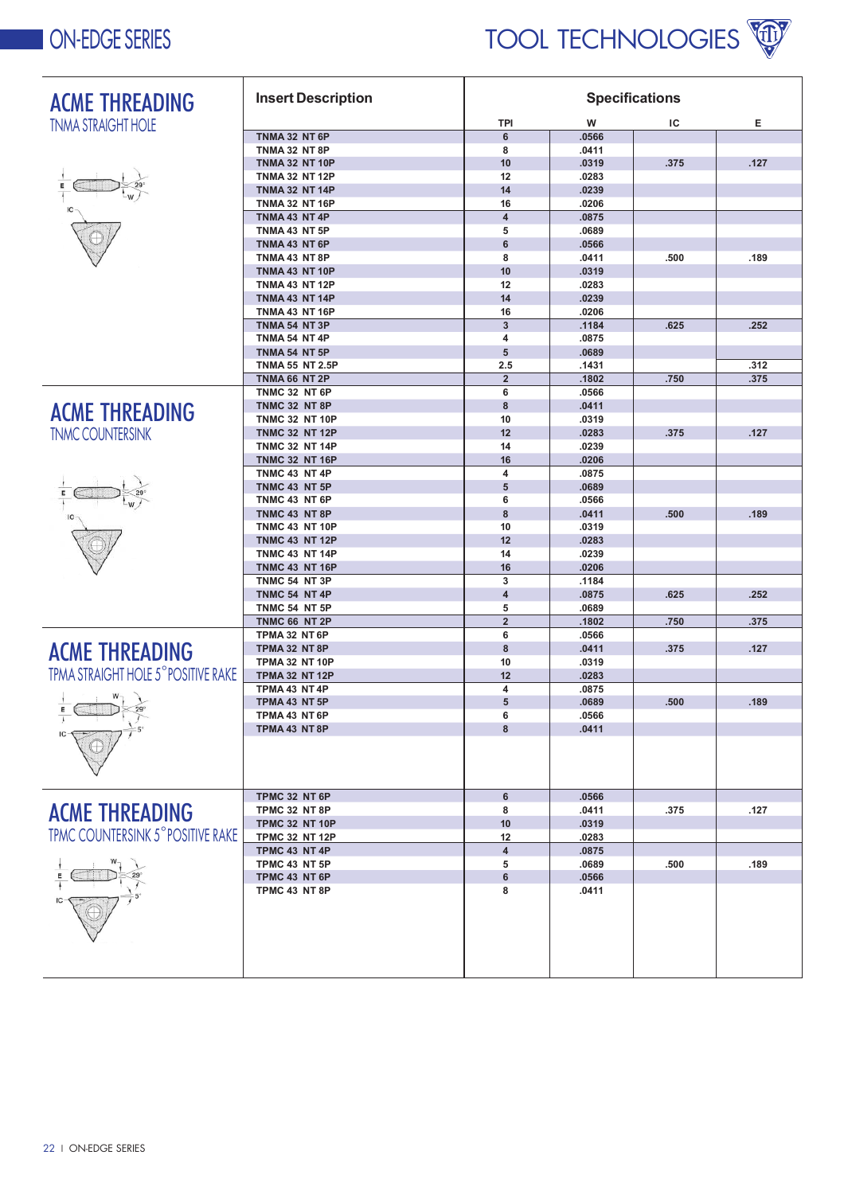# ON-EDGE SERIES

## ACME THREADING
### TNMA STRAIGHT HOLE

| Insert Description | TPI | W | IC | E |
|---|---|---|---|---|
| TNMA 32 NT 6P | 6 | .0566 | | |
| TNMA 32 NT 8P | 8 | .0411 | | |
| TNMA 32 NT 10P | 10 | .0319 | .375 | .127 |
| TNMA 32 NT 12P | 12 | .0283 | | |
| TNMA 32 NT 14P | 14 | .0239 | | |
| TNMA 32 NT 16P | 16 | .0206 | | |
| TNMA 43 NT 4P | 4 | .0875 | | |
| TNMA 43 NT 5P | 5 | .0689 | | |
| TNMA 43 NT 6P | 6 | .0566 | | |
| TNMA 43 NT 8P | 8 | .0411 | .500 | .189 |
| TNMA 43 NT 10P | 10 | .0319 | | |
| TNMA 43 NT 12P | 12 | .0283 | | |
| TNMA 43 NT 14P | 14 | .0239 | | |
| TNMA 43 NT 16P | 16 | .0206 | | |
| TNMA 54 NT 3P | 3 | .1184 | .625 | .252 |
| TNMA 54 NT 4P | 4 | .0875 | | |
| TNMA 54 NT 5P | 5 | .0689 | | |
| TNMA 55 NT 2.5P | 2.5 | .1431 | | .312 |
| TNMA 66 NT 2P | 2 | .1802 | .750 | .375 |

## ACME THREADING
### TNMC COUNTERSINK

| Insert Description | TPI | W | IC | E |
|---|---|---|---|---|
| TNMC 32 NT 6P | 6 | .0566 | | |
| TNMC 32 NT 8P | 8 | .0411 | | |
| TNMC 32 NT 10P | 10 | .0319 | | |
| TNMC 32 NT 12P | 12 | .0283 | .375 | .127 |
| TNMC 32 NT 14P | 14 | .0239 | | |
| TNMC 32 NT 16P | 16 | .0206 | | |
| TNMC 43 NT 4P | 4 | .0875 | | |
| TNMC 43 NT 5P | 5 | .0689 | | |
| TNMC 43 NT 6P | 6 | .0566 | | |
| TNMC 43 NT 8P | 8 | .0411 | .500 | .189 |
| TNMC 43 NT 10P | 10 | .0319 | | |
| TNMC 43 NT 12P | 12 | .0283 | | |
| TNMC 43 NT 14P | 14 | .0239 | | |
| TNMC 43 NT 16P | 16 | .0206 | | |
| TNMC 54 NT 3P | 3 | .1184 | | |
| TNMC 54 NT 4P | 4 | .0875 | .625 | .252 |
| TNMC 54 NT 5P | 5 | .0689 | | |
| TNMC 66 NT 2P | 2 | .1802 | .750 | .375 |

## ACME THREADING
### TPMA STRAIGHT HOLE 5° POSITIVE RAKE

| Insert Description | TPI | W | IC | E |
|---|---|---|---|---|
| TPMA 32 NT 6P | 6 | .0566 | | |
| TPMA 32 NT 8P | 8 | .0411 | .375 | .127 |
| TPMA 32 NT 10P | 10 | .0319 | | |
| TPMA 32 NT 12P | 12 | .0283 | | |
| TPMA 43 NT 4P | 4 | .0875 | | |
| TPMA 43 NT 5P | 5 | .0689 | .500 | .189 |
| TPMA 43 NT 6P | 6 | .0566 | | |
| TPMA 43 NT 8P | 8 | .0411 | | |

## ACME THREADING
### TPMC COUNTERSINK 5° POSITIVE RAKE

| Insert Description | TPI | W | IC | E |
|---|---|---|---|---|
| TPMC 32 NT 6P | 6 | .0566 | | |
| TPMC 32 NT 8P | 8 | .0411 | .375 | .127 |
| TPMC 32 NT 10P | 10 | .0319 | | |
| TPMC 32 NT 12P | 12 | .0283 | | |
| TPMC 43 NT 4P | 4 | .0875 | | |
| TPMC 43 NT 5P | 5 | .0689 | .500 | .189 |
| TPMC 43 NT 6P | 6 | .0566 | | |
| TPMC 43 NT 8P | 8 | .0411 | | |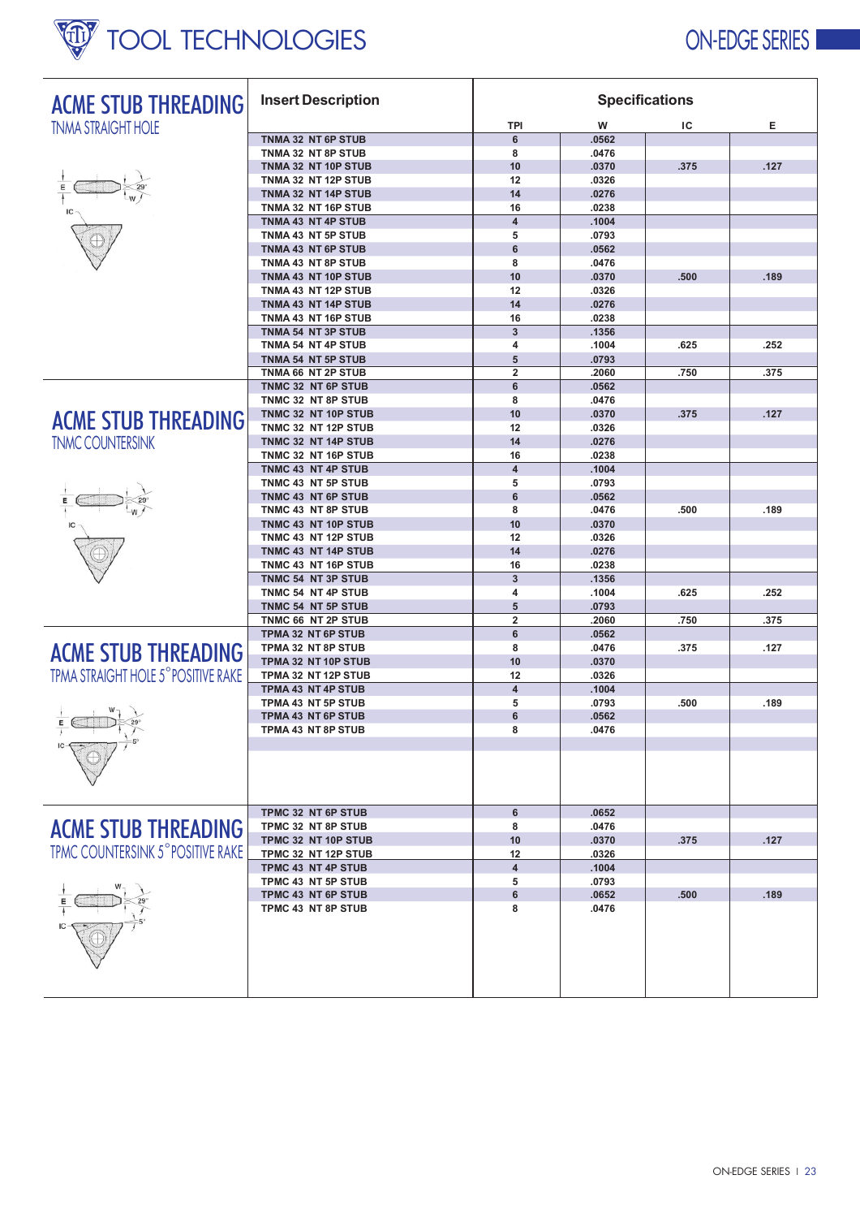# TOOL TECHNOLOGIES

ON-EDGE SERIES

## ACME STUB THREADING
### TNMA STRAIGHT HOLE

| Insert Description | TPI | W | IC | E |
|---|---|---|---|---|
| TNMA 32 NT 6P STUB | 6 | .0562 | | |
| TNMA 32 NT 8P STUB | 8 | .0476 | | |
| TNMA 32 NT 10P STUB | 10 | .0370 | .375 | .127 |
| TNMA 32 NT 12P STUB | 12 | .0326 | | |
| TNMA 32 NT 14P STUB | 14 | .0276 | | |
| TNMA 32 NT 16P STUB | 16 | .0238 | | |
| TNMA 43 NT 4P STUB | 4 | .1004 | | |
| TNMA 43 NT 5P STUB | 5 | .0793 | | |
| TNMA 43 NT 6P STUB | 6 | .0562 | | |
| TNMA 43 NT 8P STUB | 8 | .0476 | | |
| TNMA 43 NT 10P STUB | 10 | .0370 | .500 | .189 |
| TNMA 43 NT 12P STUB | 12 | .0326 | | |
| TNMA 43 NT 14P STUB | 14 | .0276 | | |
| TNMA 43 NT 16P STUB | 16 | .0238 | | |
| TNMA 54 NT 3P STUB | 3 | .1356 | | |
| TNMA 54 NT 4P STUB | 4 | .1004 | .625 | .252 |
| TNMA 54 NT 5P STUB | 5 | .0793 | | |
| TNMA 66 NT 2P STUB | 2 | .2060 | .750 | .375 |

## ACME STUB THREADING
### TNMC COUNTERSINK

| Insert Description | TPI | W | IC | E |
|---|---|---|---|---|
| TNMC 32 NT 6P STUB | 6 | .0562 | | |
| TNMC 32 NT 8P STUB | 8 | .0476 | | |
| TNMC 32 NT 10P STUB | 10 | .0370 | .375 | .127 |
| TNMC 32 NT 12P STUB | 12 | .0326 | | |
| TNMC 32 NT 14P STUB | 14 | .0276 | | |
| TNMC 32 NT 16P STUB | 16 | .0238 | | |
| TNMC 43 NT 4P STUB | 4 | .1004 | | |
| TNMC 43 NT 5P STUB | 5 | .0793 | | |
| TNMC 43 NT 6P STUB | 6 | .0562 | | |
| TNMC 43 NT 8P STUB | 8 | .0476 | .500 | .189 |
| TNMC 43 NT 10P STUB | 10 | .0370 | | |
| TNMC 43 NT 12P STUB | 12 | .0326 | | |
| TNMC 43 NT 14P STUB | 14 | .0276 | | |
| TNMC 43 NT 16P STUB | 16 | .0238 | | |
| TNMC 54 NT 3P STUB | 3 | .1356 | | |
| TNMC 54 NT 4P STUB | 4 | .1004 | .625 | .252 |
| TNMC 54 NT 5P STUB | 5 | .0793 | | |
| TNMC 66 NT 2P STUB | 2 | .2060 | .750 | .375 |

## ACME STUB THREADING
### TPMA STRAIGHT HOLE 5° POSITIVE RAKE

| Insert Description | TPI | W | IC | E |
|---|---|---|---|---|
| TPMA 32 NT 6P STUB | 6 | .0562 | | |
| TPMA 32 NT 8P STUB | 8 | .0476 | .375 | .127 |
| TPMA 32 NT 10P STUB | 10 | .0370 | | |
| TPMA 32 NT 12P STUB | 12 | .0326 | | |
| TPMA 43 NT 4P STUB | 4 | .1004 | | |
| TPMA 43 NT 5P STUB | 5 | .0793 | .500 | .189 |
| TPMA 43 NT 6P STUB | 6 | .0562 | | |
| TPMA 43 NT 8P STUB | 8 | .0476 | | |

## ACME STUB THREADING
### TPMC COUNTERSINK 5° POSITIVE RAKE

| Insert Description | TPI | W | IC | E |
|---|---|---|---|---|
| TPMC 32 NT 6P STUB | 6 | .0652 | | |
| TPMC 32 NT 8P STUB | 8 | .0476 | | |
| TPMC 32 NT 10P STUB | 10 | .0370 | .375 | .127 |
| TPMC 32 NT 12P STUB | 12 | .0326 | | |
| TPMC 43 NT 4P STUB | 4 | .1004 | | |
| TPMC 43 NT 5P STUB | 5 | .0793 | | |
| TPMC 43 NT 6P STUB | 6 | .0652 | .500 | .189 |
| TPMC 43 NT 8P STUB | 8 | .0476 | | |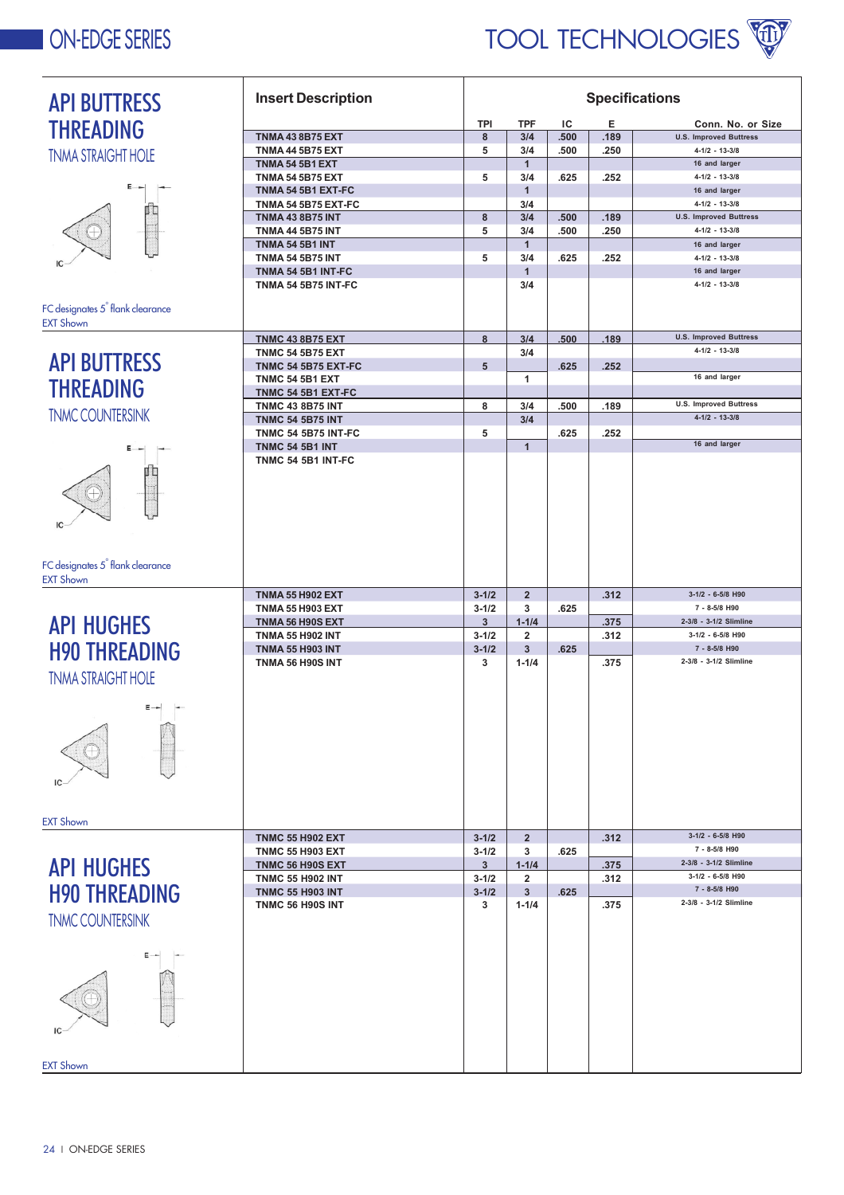## API BUTTRESS THREADING

TNMA STRAIGHT HOLE

FC designates 5° flank clearance
EXT Shown

| Insert Description | TPI | TPF | IC | E | Conn. No. or Size |
|---|---|---|---|---|---|
| TNMA 43 8B75 EXT | 8 | 3/4 | .500 | .189 | U.S. Improved Buttress |
| TNMA 44 5B75 EXT | 5 | 3/4 | .500 | .250 | 4-1/2 - 13-3/8 |
| TNMA 54 5B1 EXT | | 1 | | | 16 and larger |
| TNMA 54 5B75 EXT | 5 | 3/4 | .625 | .252 | 4-1/2 - 13-3/8 |
| TNMA 54 5B1 EXT-FC | | 1 | | | 16 and larger |
| TNMA 54 5B75 EXT-FC | | 3/4 | | | 4-1/2 - 13-3/8 |
| TNMA 43 8B75 INT | 8 | 3/4 | .500 | .189 | U.S. Improved Buttress |
| TNMA 44 5B75 INT | 5 | 3/4 | .500 | .250 | 4-1/2 - 13-3/8 |
| TNMA 54 5B1 INT | | 1 | | | 16 and larger |
| TNMA 54 5B75 INT | 5 | 3/4 | .625 | .252 | 4-1/2 - 13-3/8 |
| TNMA 54 5B1 INT-FC | | 1 | | | 16 and larger |
| TNMA 54 5B75 INT-FC | | 3/4 | | | 4-1/2 - 13-3/8 |

## API BUTTRESS THREADING

TNMC COUNTERSINK

FC designates 5° flank clearance
EXT Shown

| Insert Description | TPI | TPF | IC | E | Conn. No. or Size |
|---|---|---|---|---|---|
| TNMC 43 8B75 EXT | 8 | 3/4 | .500 | .189 | U.S. Improved Buttress |
| TNMC 54 5B75 EXT | | 3/4 | | | 4-1/2 - 13-3/8 |
| TNMC 54 5B75 EXT-FC | 5 | | .625 | .252 | |
| TNMC 54 5B1 EXT | | 1 | | | 16 and larger |
| TNMC 54 5B1 EXT-FC | | | | | |
| TNMC 43 8B75 INT | 8 | 3/4 | .500 | .189 | U.S. Improved Buttress |
| TNMC 54 5B75 INT | | 3/4 | | | 4-1/2 - 13-3/8 |
| TNMC 54 5B75 INT-FC | 5 | | .625 | .252 | |
| TNMC 54 5B1 INT | | 1 | | | 16 and larger |
| TNMC 54 5B1 INT-FC | | | | | |

## API HUGHES H90 THREADING

TNMA STRAIGHT HOLE

EXT Shown

| Insert Description | TPI | TPF | IC | E | Conn. No. or Size |
|---|---|---|---|---|---|
| TNMA 55 H902 EXT | 3-1/2 | 2 | | .312 | 3-1/2 - 6-5/8 H90 |
| TNMA 55 H903 EXT | 3-1/2 | 3 | .625 | | 7 - 8-5/8 H90 |
| TNMA 56 H90S EXT | 3 | 1-1/4 | | .375 | 2-3/8 - 3-1/2 Slimline |
| TNMA 55 H902 INT | 3-1/2 | 2 | | .312 | 3-1/2 - 6-5/8 H90 |
| TNMA 55 H903 INT | 3-1/2 | 3 | .625 | | 7 - 8-5/8 H90 |
| TNMA 56 H90S INT | 3 | 1-1/4 | | .375 | 2-3/8 - 3-1/2 Slimline |

## API HUGHES H90 THREADING

TNMC COUNTERSINK

EXT Shown

| Insert Description | TPI | TPF | IC | E | Conn. No. or Size |
|---|---|---|---|---|---|
| TNMC 55 H902 EXT | 3-1/2 | 2 | | .312 | 3-1/2 - 6-5/8 H90 |
| TNMC 55 H903 EXT | 3-1/2 | 3 | .625 | | 7 - 8-5/8 H90 |
| TNMC 56 H90S EXT | 3 | 1-1/4 | | .375 | 2-3/8 - 3-1/2 Slimline |
| TNMC 55 H902 INT | 3-1/2 | 2 | | .312 | 3-1/2 - 6-5/8 H90 |
| TNMC 55 H903 INT | 3-1/2 | 3 | .625 | | 7 - 8-5/8 H90 |
| TNMC 56 H90S INT | 3 | 1-1/4 | | .375 | 2-3/8 - 3-1/2 Slimline |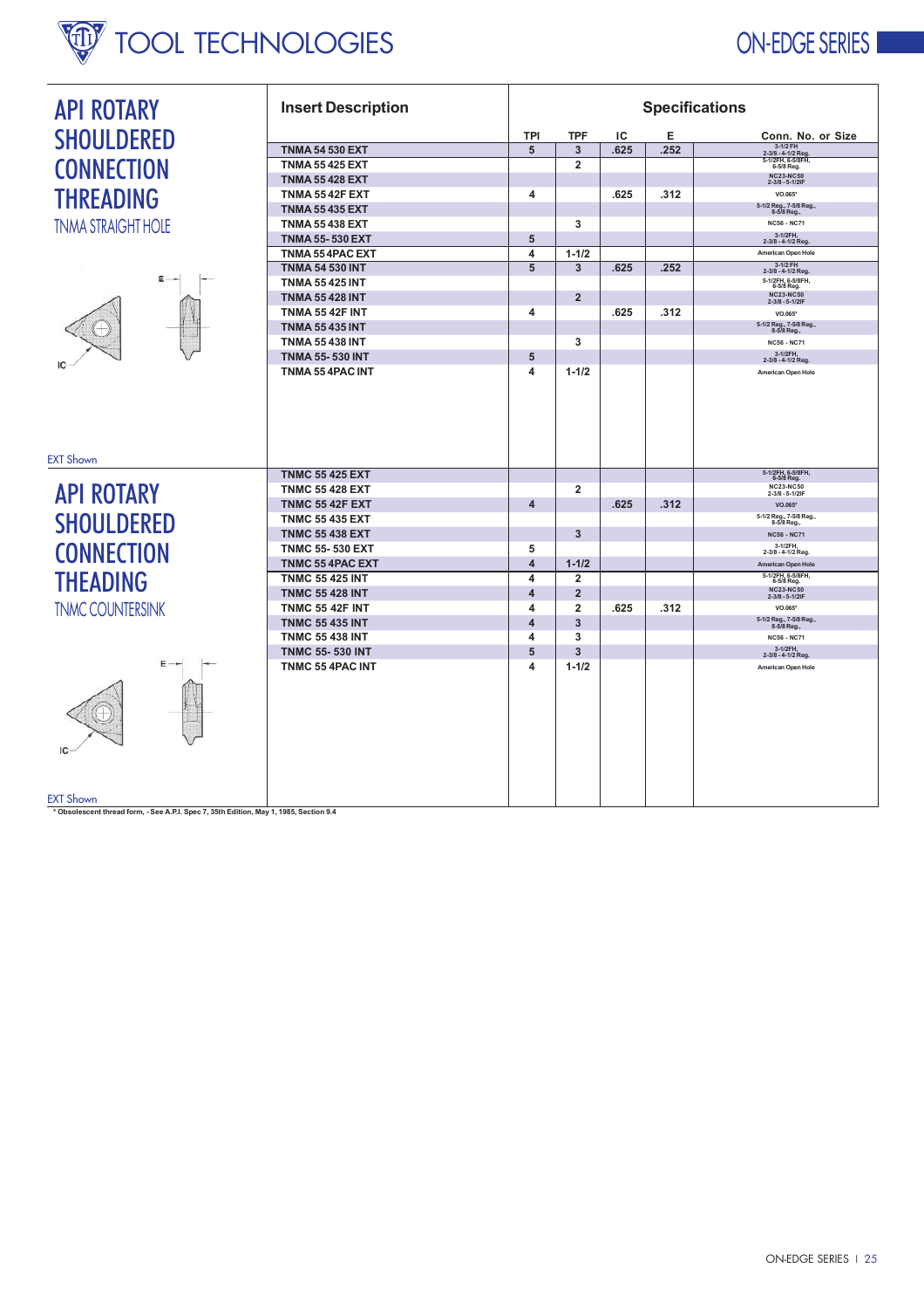## API ROTARY SHOULDERED CONNECTION THREADING

### TNMA STRAIGHT HOLE

EXT Shown

| Insert Description | TPI | TPF | IC | E | Conn. No. or Size |
|---|---|---|---|---|---|
| TNMA 54 530 EXT | 5 | 3 | .625 | .252 | 3-1/2 FH 2-3/8 - 4-1/2 Reg. |
| TNMA 55 425 EXT | | 2 | | | 5-1/2FH, 6-5/8FH, 6-5/8 Reg. |
| TNMA 55 428 EXT | | | | | NC23-NC50 2-3/8 - 5-1/2IF |
| TNMA 55 42F EXT | 4 | | .625 | .312 | VO.065* |
| TNMA 55 435 EXT | | | | | 5-1/2 Reg., 7-5/8 Reg., 8-5/8 Reg., |
| TNMA 55 438 EXT | | 3 | | | NC56 - NC71 |
| TNMA 55- 530 EXT | 5 | | | | 3-1/2FH, 2-3/8 - 4-1/2 Reg. |
| TNMA 55 4PAC EXT | 4 | 1-1/2 | | | American Open Hole |
| TNMA 54 530 INT | 5 | 3 | .625 | .252 | 3-1/2 FH 2-3/8 - 4-1/2 Reg. |
| TNMA 55 425 INT | | | | | 5-1/2FH, 6-5/8FH, 6-5/8 Reg. |
| TNMA 55 428 INT | | 2 | | | NC23-NC50 2-3/8 - 5-1/2IF |
| TNMA 55 42F INT | 4 | | .625 | .312 | VO.065* |
| TNMA 55 435 INT | | | | | 5-1/2 Reg., 7-5/8 Reg., 8-5/8 Reg., |
| TNMA 55 438 INT | | 3 | | | NC56 - NC71 |
| TNMA 55- 530 INT | 5 | | | | 3-1/2FH, 2-3/8 - 4-1/2 Reg. |
| TNMA 55 4PAC INT | 4 | 1-1/2 | | | American Open Hole |

## API ROTARY SHOULDERED CONNECTION THEADING

### TNMC COUNTERSINK

EXT Shown

| Insert Description | TPI | TPF | IC | E | Conn. No. or Size |
|---|---|---|---|---|---|
| TNMC 55 425 EXT | | | | | 5-1/2FH, 6-5/8FH, 6-5/8 Reg. |
| TNMC 55 428 EXT | | 2 | | | NC23-NC50 2-3/8 - 5-1/2IF |
| TNMC 55 42F EXT | 4 | | .625 | .312 | VO.065* |
| TNMC 55 435 EXT | | | | | 5-1/2 Reg., 7-5/8 Reg., 8-5/8 Reg., |
| TNMC 55 438 EXT | | 3 | | | NC56 - NC71 |
| TNMC 55- 530 EXT | 5 | | | | 3-1/2FH, 2-3/8 - 4-1/2 Reg. |
| TNMC 55 4PAC EXT | 4 | 1-1/2 | | | American Open Hole |
| TNMC 55 425 INT | 4 | 2 | | | 5-1/2FH, 6-5/8FH, 6-5/8 Reg. |
| TNMC 55 428 INT | 4 | 2 | | | NC23-NC50 2-3/8 - 5-1/2IF |
| TNMC 55 42F INT | 4 | 2 | .625 | .312 | VO.065* |
| TNMC 55 435 INT | 4 | 3 | | | 5-1/2 Reg., 7-5/8 Reg., 8-5/8 Reg., |
| TNMC 55 438 INT | 4 | 3 | | | NC56 - NC71 |
| TNMC 55- 530 INT | 5 | 3 | | | 3-1/2FH, 2-3/8 - 4-1/2 Reg. |
| TNMC 55 4PAC INT | 4 | 1-1/2 | | | American Open Hole |

* Obsolescent thread form, - See A.P.I. Spec 7, 35th Edition, May 1, 1985, Section 9.4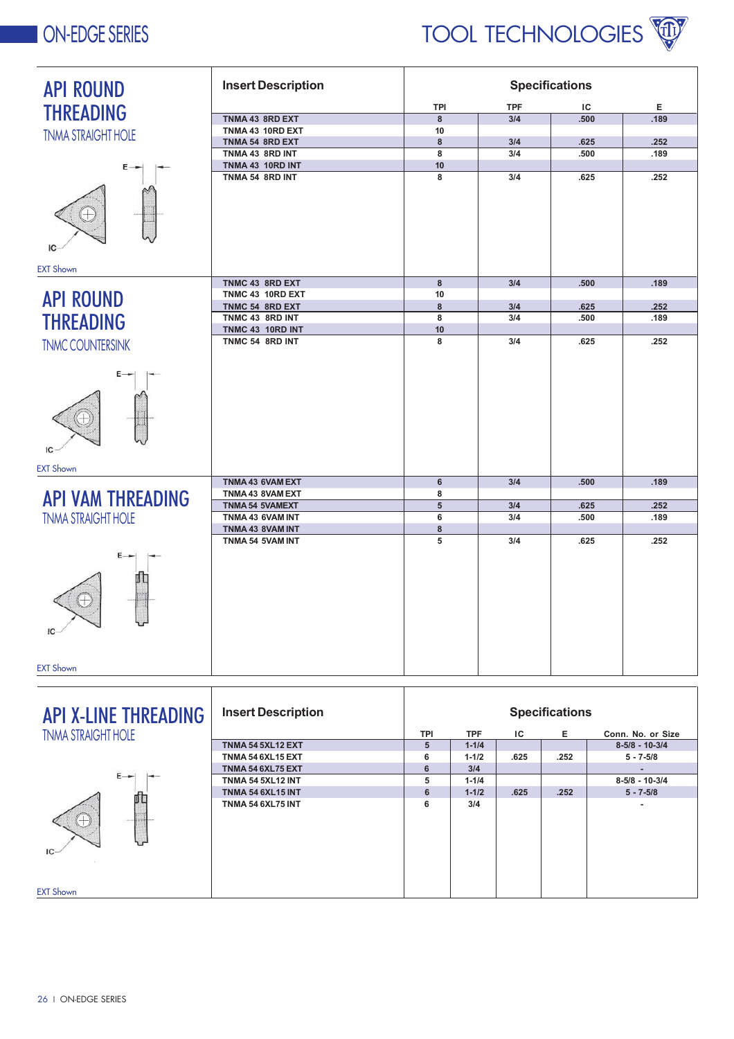ON-EDGE SERIES

TOOL TECHNOLOGIES

## API ROUND THREADING
### TNMA STRAIGHT HOLE

E

IC

EXT Shown

| Insert Description | TPI | TPF | IC | E |
|---|---|---|---|---|
| TNMA 43 8RD EXT | 8 | 3/4 | .500 | .189 |
| TNMA 43 10RD EXT | 10 | | | |
| TNMA 54 8RD EXT | 8 | 3/4 | .625 | .252 |
| TNMA 43 8RD INT | 8 | 3/4 | .500 | .189 |
| TNMA 43 10RD INT | 10 | | | |
| TNMA 54 8RD INT | 8 | 3/4 | .625 | .252 |

## API ROUND THREADING
### TNMC COUNTERSINK

E

IC

EXT Shown

| Insert Description | TPI | TPF | IC | E |
|---|---|---|---|---|
| TNMC 43 8RD EXT | 8 | 3/4 | .500 | .189 |
| TNMC 43 10RD EXT | 10 | | | |
| TNMC 54 8RD EXT | 8 | 3/4 | .625 | .252 |
| TNMC 43 8RD INT | 8 | 3/4 | .500 | .189 |
| TNMC 43 10RD INT | 10 | | | |
| TNMC 54 8RD INT | 8 | 3/4 | .625 | .252 |

## API VAM THREADING
### TNMA STRAIGHT HOLE

E

IC

EXT Shown

| Insert Description | TPI | TPF | IC | E |
|---|---|---|---|---|
| TNMA 43 6VAM EXT | 6 | 3/4 | .500 | .189 |
| TNMA 43 8VAM EXT | 8 | | | |
| TNMA 54 5VAMEXT | 5 | 3/4 | .625 | .252 |
| TNMA 43 6VAM INT | 6 | 3/4 | .500 | .189 |
| TNMA 43 8VAM INT | 8 | | | |
| TNMA 54 5VAM INT | 5 | 3/4 | .625 | .252 |

## API X-LINE THREADING
### TNMA STRAIGHT HOLE

E

IC

EXT Shown

| Insert Description | TPI | TPF | IC | E | Conn. No. or Size |
|---|---|---|---|---|---|
| TNMA 54 5XL12 EXT | 5 | 1-1/4 | | | 8-5/8 - 10-3/4 |
| TNMA 54 6XL15 EXT | 6 | 1-1/2 | .625 | .252 | 5 - 7-5/8 |
| TNMA 54 6XL75 EXT | 6 | 3/4 | | | - |
| TNMA 54 5XL12 INT | 5 | 1-1/4 | | | 8-5/8 - 10-3/4 |
| TNMA 54 6XL15 INT | 6 | 1-1/2 | .625 | .252 | 5 - 7-5/8 |
| TNMA 54 6XL75 INT | 6 | 3/4 | | | - |